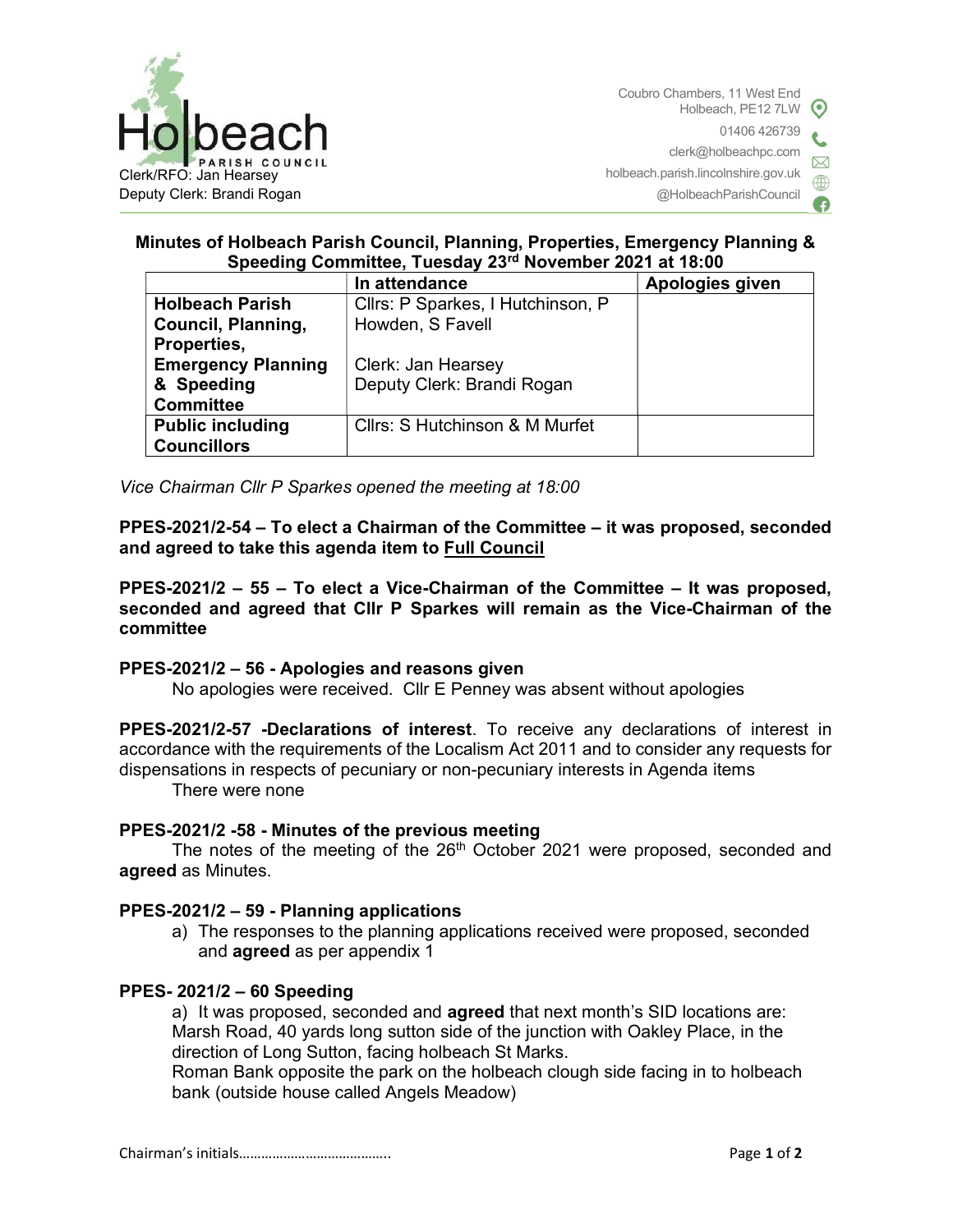Holbeach PARISH COUNCIL

Clerk/RFO: Jan Hearsey
Deputy Clerk: Brandi Rogan

Coubro Chambers, 11 West End
Holbeach, PE12 7LW
01406 426739
clerk@holbeachpc.com
holbeach.parish.lincolnshire.gov.uk
@HolbeachParishCouncil

## Minutes of Holbeach Parish Council, Planning, Properties, Emergency Planning & Speeding Committee, Tuesday 23rd November 2021 at 18:00

| | In attendance | Apologies given |
|---|---|---|
| **Holbeach Parish Council, Planning, Properties, Emergency Planning & Speeding Committee** | Cllrs: P Sparkes, I Hutchinson, P Howden, S Favell<br><br>Clerk: Jan Hearsey<br>Deputy Clerk: Brandi Rogan | |
| **Public including Councillors** | Cllrs: S Hutchinson & M Murfet | |

*Vice Chairman Cllr P Sparkes opened the meeting at 18:00*

**PPES-2021/2-54 – To elect a Chairman of the Committee – it was proposed, seconded and agreed to take this agenda item to Full Council**

**PPES-2021/2 – 55 – To elect a Vice-Chairman of the Committee – It was proposed, seconded and agreed that Cllr P Sparkes will remain as the Vice-Chairman of the committee**

**PPES-2021/2 – 56 - Apologies and reasons given**

No apologies were received. Cllr E Penney was absent without apologies

**PPES-2021/2-57 -Declarations of interest**. To receive any declarations of interest in accordance with the requirements of the Localism Act 2011 and to consider any requests for dispensations in respects of pecuniary or non-pecuniary interests in Agenda items

There were none

**PPES-2021/2 -58 - Minutes of the previous meeting**

The notes of the meeting of the 26th October 2021 were proposed, seconded and **agreed** as Minutes.

**PPES-2021/2 – 59 - Planning applications**

a) The responses to the planning applications received were proposed, seconded and **agreed** as per appendix 1

**PPES- 2021/2 – 60 Speeding**

a) It was proposed, seconded and **agreed** that next month's SID locations are:
Marsh Road, 40 yards long sutton side of the junction with Oakley Place, in the direction of Long Sutton, facing holbeach St Marks.
Roman Bank opposite the park on the holbeach clough side facing in to holbeach bank (outside house called Angels Meadow)

Chairman's initials…………………………………..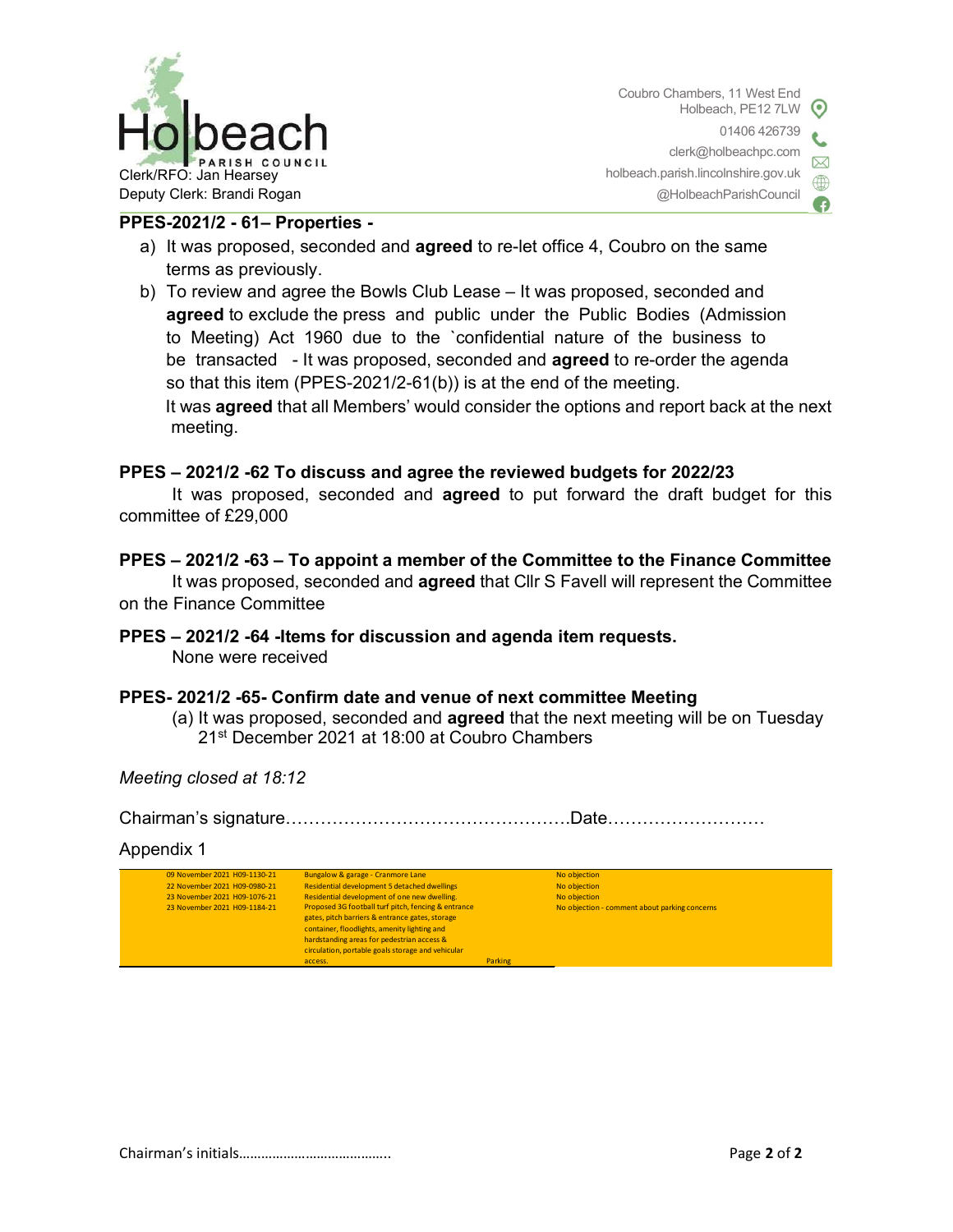Clerk/RFO: Jan Hearsey
Deputy Clerk: Brandi Rogan

Coubro Chambers, 11 West End
Holbeach, PE12 7LW
01406 426739
clerk@holbeachpc.com
holbeach.parish.lincolnshire.gov.uk
@HolbeachParishCouncil

**PPES-2021/2 - 61– Properties -**

a) It was proposed, seconded and **agreed** to re-let office 4, Coubro on the same terms as previously.
b) To review and agree the Bowls Club Lease – It was proposed, seconded and **agreed** to exclude the press and public under the Public Bodies (Admission to Meeting) Act 1960 due to the `confidential nature of the business to be transacted - It was proposed, seconded and **agreed** to re-order the agenda so that this item (PPES-2021/2-61(b)) is at the end of the meeting.
It was **agreed** that all Members' would consider the options and report back at the next meeting.

**PPES – 2021/2 -62 To discuss and agree the reviewed budgets for 2022/23**

It was proposed, seconded and **agreed** to put forward the draft budget for this committee of £29,000

**PPES – 2021/2 -63 – To appoint a member of the Committee to the Finance Committee**

It was proposed, seconded and **agreed** that Cllr S Favell will represent the Committee on the Finance Committee

**PPES – 2021/2 -64 -Items for discussion and agenda item requests.**

None were received

**PPES- 2021/2 -65- Confirm date and venue of next committee Meeting**

(a) It was proposed, seconded and **agreed** that the next meeting will be on Tuesday 21st December 2021 at 18:00 at Coubro Chambers

*Meeting closed at 18:12*

Chairman's signature……………………………………………Date………………………

Appendix 1

| | | | | |
|---|---|---|---|---|
| 09 November 2021 | H09-1130-21 | Bungalow & garage - Cranmore Lane | | No objection |
| 22 November 2021 | H09-0980-21 | Residential development 5 detached dwellings | | No objection |
| 23 November 2021 | H09-1076-21 | Residential development of one new dwelling. | | No objection |
| 23 November 2021 | H09-1184-21 | Proposed 3G football turf pitch, fencing & entrance gates, pitch barriers & entrance gates, storage container, floodlights, amenity lighting and hardstanding areas for pedestrian access & circulation, portable goals storage and vehicular access. | Parking | No objection - comment about parking concerns |

Chairman's initials…………………………………..